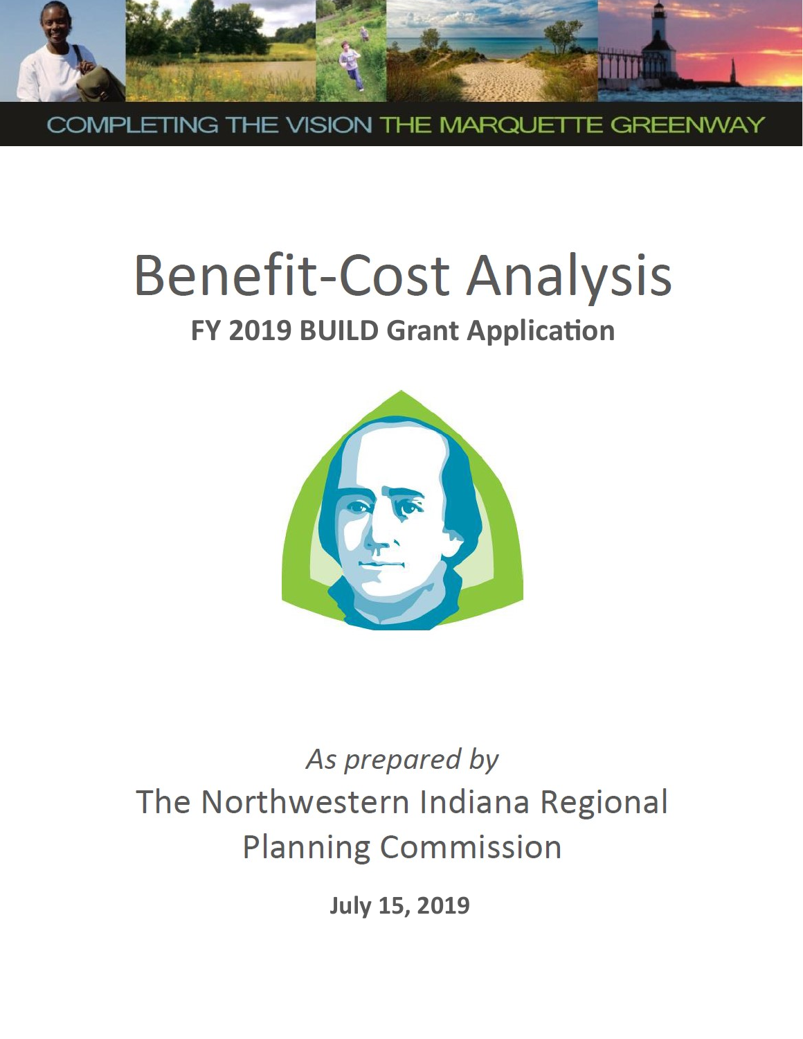COMPLETING THE VISION THE MARQUETTE GREENWAY

# Benefit-Cost Analysis

## FY 2019 BUILD Grant Application

*As prepared by*

The Northwestern Indiana Regional Planning Commission

**July 15, 2019**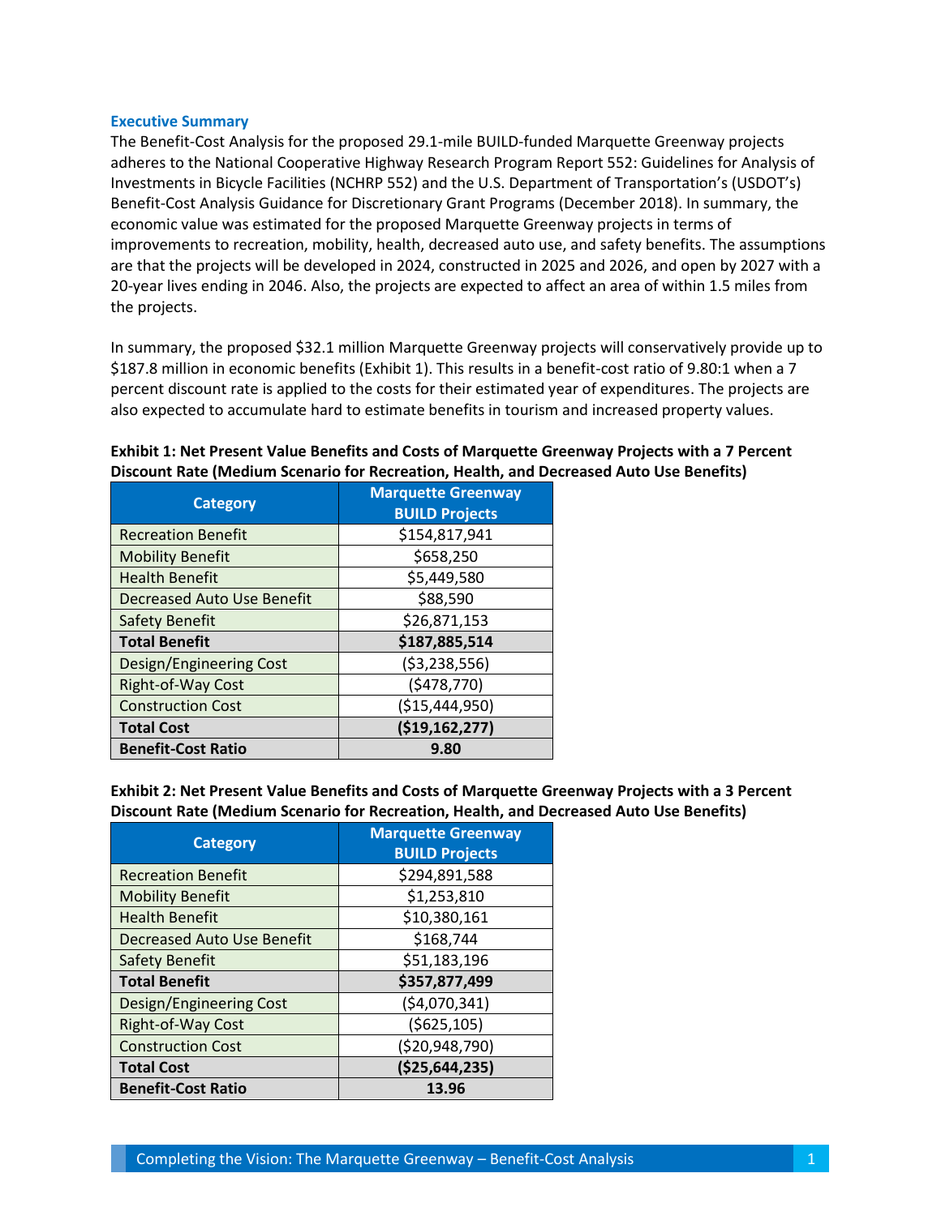## Executive Summary

The Benefit-Cost Analysis for the proposed 29.1-mile BUILD-funded Marquette Greenway projects adheres to the National Cooperative Highway Research Program Report 552: Guidelines for Analysis of Investments in Bicycle Facilities (NCHRP 552) and the U.S. Department of Transportation's (USDOT's) Benefit-Cost Analysis Guidance for Discretionary Grant Programs (December 2018). In summary, the economic value was estimated for the proposed Marquette Greenway projects in terms of improvements to recreation, mobility, health, decreased auto use, and safety benefits. The assumptions are that the projects will be developed in 2024, constructed in 2025 and 2026, and open by 2027 with a 20-year lives ending in 2046. Also, the projects are expected to affect an area of within 1.5 miles from the projects.

In summary, the proposed $32.1 million Marquette Greenway projects will conservatively provide up to $187.8 million in economic benefits (Exhibit 1). This results in a benefit-cost ratio of 9.80:1 when a 7 percent discount rate is applied to the costs for their estimated year of expenditures. The projects are also expected to accumulate hard to estimate benefits in tourism and increased property values.

**Exhibit 1: Net Present Value Benefits and Costs of Marquette Greenway Projects with a 7 Percent Discount Rate (Medium Scenario for Recreation, Health, and Decreased Auto Use Benefits)**

| Category | Marquette Greenway BUILD Projects |
|---|---|
| Recreation Benefit | $154,817,941 |
| Mobility Benefit | $658,250 |
| Health Benefit | $5,449,580 |
| Decreased Auto Use Benefit | $88,590 |
| Safety Benefit | $26,871,153 |
| **Total Benefit** | **$187,885,514** |
| Design/Engineering Cost | ($3,238,556) |
| Right-of-Way Cost | ($478,770) |
| Construction Cost | ($15,444,950) |
| **Total Cost** | **($19,162,277)** |
| **Benefit-Cost Ratio** | **9.80** |

**Exhibit 2: Net Present Value Benefits and Costs of Marquette Greenway Projects with a 3 Percent Discount Rate (Medium Scenario for Recreation, Health, and Decreased Auto Use Benefits)**

| Category | Marquette Greenway BUILD Projects |
|---|---|
| Recreation Benefit | $294,891,588 |
| Mobility Benefit | $1,253,810 |
| Health Benefit | $10,380,161 |
| Decreased Auto Use Benefit | $168,744 |
| Safety Benefit | $51,183,196 |
| **Total Benefit** | **$357,877,499** |
| Design/Engineering Cost | ($4,070,341) |
| Right-of-Way Cost | ($625,105) |
| Construction Cost | ($20,948,790) |
| **Total Cost** | **($25,644,235)** |
| **Benefit-Cost Ratio** | **13.96** |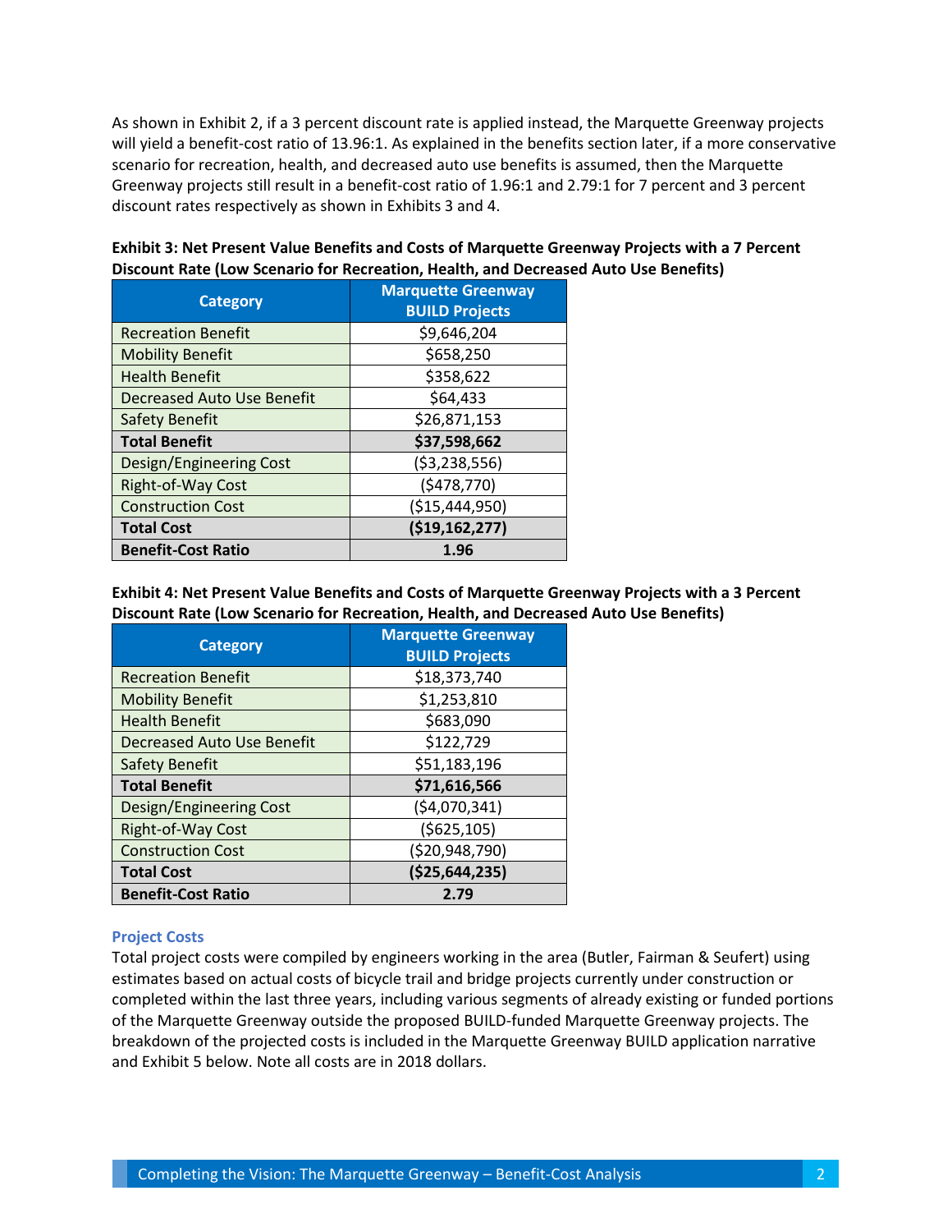As shown in Exhibit 2, if a 3 percent discount rate is applied instead, the Marquette Greenway projects will yield a benefit-cost ratio of 13.96:1. As explained in the benefits section later, if a more conservative scenario for recreation, health, and decreased auto use benefits is assumed, then the Marquette Greenway projects still result in a benefit-cost ratio of 1.96:1 and 2.79:1 for 7 percent and 3 percent discount rates respectively as shown in Exhibits 3 and 4.

**Exhibit 3: Net Present Value Benefits and Costs of Marquette Greenway Projects with a 7 Percent Discount Rate (Low Scenario for Recreation, Health, and Decreased Auto Use Benefits)**

| Category | Marquette Greenway BUILD Projects |
|---|---|
| Recreation Benefit | $9,646,204 |
| Mobility Benefit | $658,250 |
| Health Benefit | $358,622 |
| Decreased Auto Use Benefit | $64,433 |
| Safety Benefit | $26,871,153 |
| **Total Benefit** | **$37,598,662** |
| Design/Engineering Cost | ($3,238,556) |
| Right-of-Way Cost | ($478,770) |
| Construction Cost | ($15,444,950) |
| **Total Cost** | **($19,162,277)** |
| **Benefit-Cost Ratio** | **1.96** |

**Exhibit 4: Net Present Value Benefits and Costs of Marquette Greenway Projects with a 3 Percent Discount Rate (Low Scenario for Recreation, Health, and Decreased Auto Use Benefits)**

| Category | Marquette Greenway BUILD Projects |
|---|---|
| Recreation Benefit | $18,373,740 |
| Mobility Benefit | $1,253,810 |
| Health Benefit | $683,090 |
| Decreased Auto Use Benefit | $122,729 |
| Safety Benefit | $51,183,196 |
| **Total Benefit** | **$71,616,566** |
| Design/Engineering Cost | ($4,070,341) |
| Right-of-Way Cost | ($625,105) |
| Construction Cost | ($20,948,790) |
| **Total Cost** | **($25,644,235)** |
| **Benefit-Cost Ratio** | **2.79** |

### Project Costs

Total project costs were compiled by engineers working in the area (Butler, Fairman & Seufert) using estimates based on actual costs of bicycle trail and bridge projects currently under construction or completed within the last three years, including various segments of already existing or funded portions of the Marquette Greenway outside the proposed BUILD-funded Marquette Greenway projects. The breakdown of the projected costs is included in the Marquette Greenway BUILD application narrative and Exhibit 5 below. Note all costs are in 2018 dollars.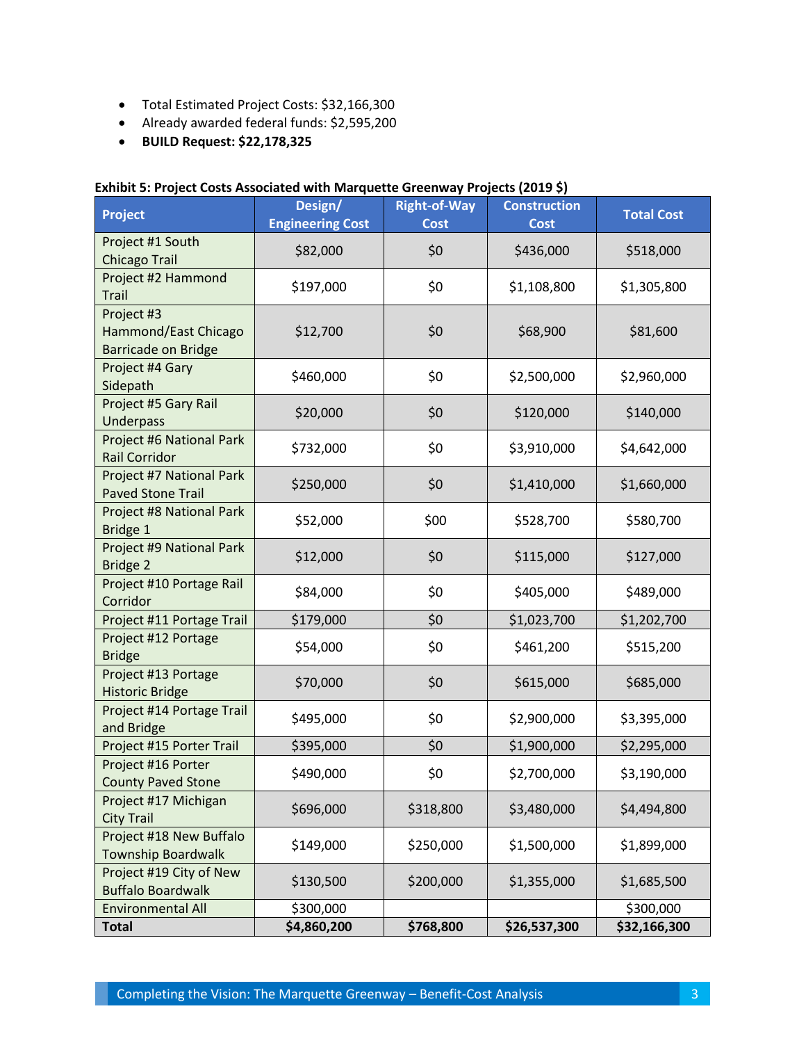- Total Estimated Project Costs: $32,166,300
- Already awarded federal funds: $2,595,200
- **BUILD Request: $22,178,325**

**Exhibit 5: Project Costs Associated with Marquette Greenway Projects (2019 $)**

| Project | Design/ Engineering Cost | Right-of-Way Cost | Construction Cost | Total Cost |
|---|---|---|---|---|
| Project #1 South Chicago Trail | $82,000 | $0 | $436,000 | $518,000 |
| Project #2 Hammond Trail | $197,000 | $0 | $1,108,800 | $1,305,800 |
| Project #3 Hammond/East Chicago Barricade on Bridge | $12,700 | $0 | $68,900 | $81,600 |
| Project #4 Gary Sidepath | $460,000 | $0 | $2,500,000 | $2,960,000 |
| Project #5 Gary Rail Underpass | $20,000 | $0 | $120,000 | $140,000 |
| Project #6 National Park Rail Corridor | $732,000 | $0 | $3,910,000 | $4,642,000 |
| Project #7 National Park Paved Stone Trail | $250,000 | $0 | $1,410,000 | $1,660,000 |
| Project #8 National Park Bridge 1 | $52,000 | $00 | $528,700 | $580,700 |
| Project #9 National Park Bridge 2 | $12,000 | $0 | $115,000 | $127,000 |
| Project #10 Portage Rail Corridor | $84,000 | $0 | $405,000 | $489,000 |
| Project #11 Portage Trail | $179,000 | $0 | $1,023,700 | $1,202,700 |
| Project #12 Portage Bridge | $54,000 | $0 | $461,200 | $515,200 |
| Project #13 Portage Historic Bridge | $70,000 | $0 | $615,000 | $685,000 |
| Project #14 Portage Trail and Bridge | $495,000 | $0 | $2,900,000 | $3,395,000 |
| Project #15 Porter Trail | $395,000 | $0 | $1,900,000 | $2,295,000 |
| Project #16 Porter County Paved Stone | $490,000 | $0 | $2,700,000 | $3,190,000 |
| Project #17 Michigan City Trail | $696,000 | $318,800 | $3,480,000 | $4,494,800 |
| Project #18 New Buffalo Township Boardwalk | $149,000 | $250,000 | $1,500,000 | $1,899,000 |
| Project #19 City of New Buffalo Boardwalk | $130,500 | $200,000 | $1,355,000 | $1,685,500 |
| Environmental All | $300,000 | | | $300,000 |
| **Total** | **$4,860,200** | **$768,800** | **$26,537,300** | **$32,166,300** |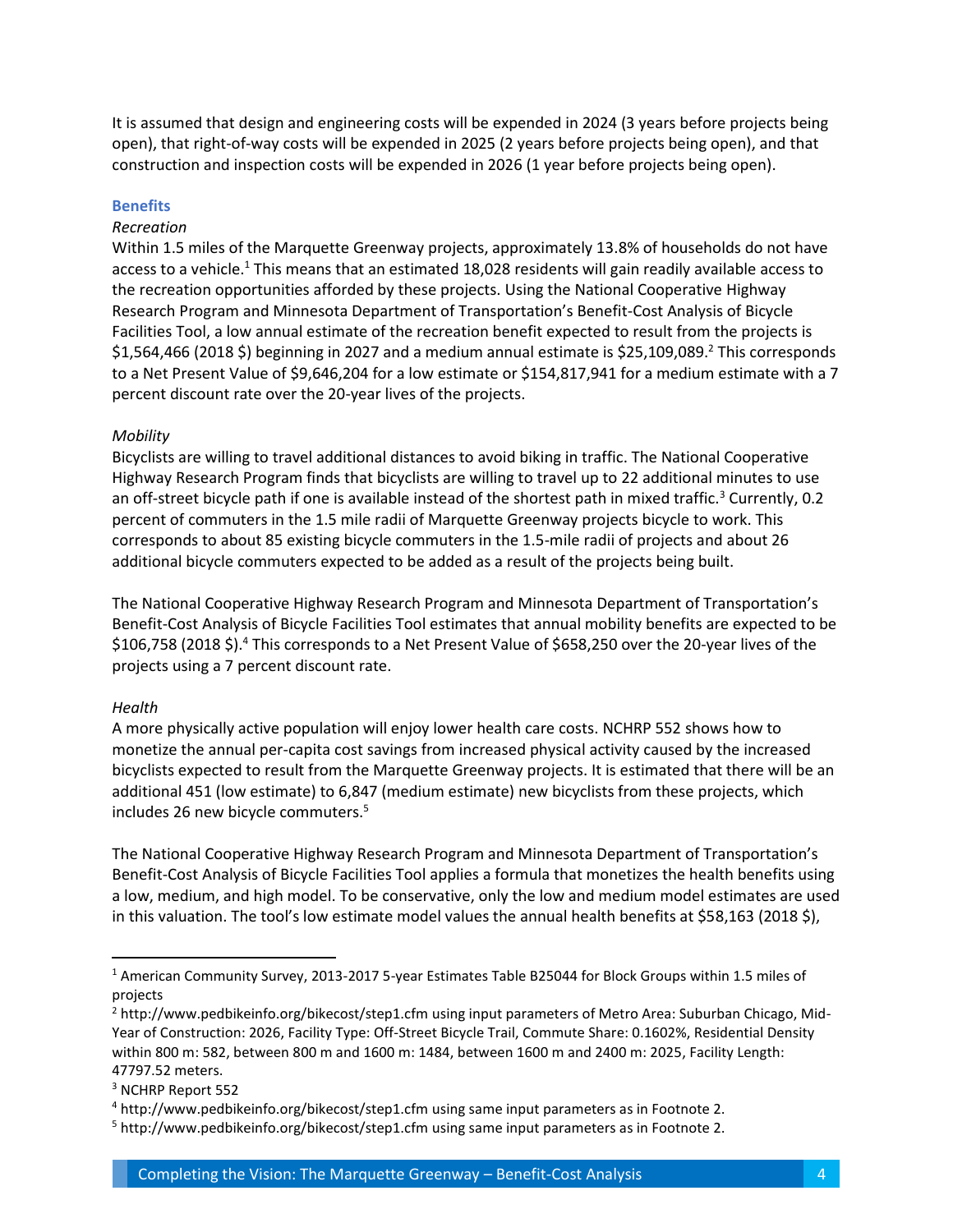It is assumed that design and engineering costs will be expended in 2024 (3 years before projects being open), that right-of-way costs will be expended in 2025 (2 years before projects being open), and that construction and inspection costs will be expended in 2026 (1 year before projects being open).

### Benefits

*Recreation*

Within 1.5 miles of the Marquette Greenway projects, approximately 13.8% of households do not have access to a vehicle.[1] This means that an estimated 18,028 residents will gain readily available access to the recreation opportunities afforded by these projects. Using the National Cooperative Highway Research Program and Minnesota Department of Transportation's Benefit-Cost Analysis of Bicycle Facilities Tool, a low annual estimate of the recreation benefit expected to result from the projects is \$1,564,466 (2018 \$) beginning in 2027 and a medium annual estimate is \$25,109,089.[2] This corresponds to a Net Present Value of \$9,646,204 for a low estimate or \$154,817,941 for a medium estimate with a 7 percent discount rate over the 20-year lives of the projects.

*Mobility*

Bicyclists are willing to travel additional distances to avoid biking in traffic. The National Cooperative Highway Research Program finds that bicyclists are willing to travel up to 22 additional minutes to use an off-street bicycle path if one is available instead of the shortest path in mixed traffic.[3] Currently, 0.2 percent of commuters in the 1.5 mile radii of Marquette Greenway projects bicycle to work. This corresponds to about 85 existing bicycle commuters in the 1.5-mile radii of projects and about 26 additional bicycle commuters expected to be added as a result of the projects being built.

The National Cooperative Highway Research Program and Minnesota Department of Transportation's Benefit-Cost Analysis of Bicycle Facilities Tool estimates that annual mobility benefits are expected to be \$106,758 (2018 \$).[4] This corresponds to a Net Present Value of \$658,250 over the 20-year lives of the projects using a 7 percent discount rate.

*Health*

A more physically active population will enjoy lower health care costs. NCHRP 552 shows how to monetize the annual per-capita cost savings from increased physical activity caused by the increased bicyclists expected to result from the Marquette Greenway projects. It is estimated that there will be an additional 451 (low estimate) to 6,847 (medium estimate) new bicyclists from these projects, which includes 26 new bicycle commuters.[5]

The National Cooperative Highway Research Program and Minnesota Department of Transportation's Benefit-Cost Analysis of Bicycle Facilities Tool applies a formula that monetizes the health benefits using a low, medium, and high model. To be conservative, only the low and medium model estimates are used in this valuation. The tool's low estimate model values the annual health benefits at \$58,163 (2018 \$),

---

[1] American Community Survey, 2013-2017 5-year Estimates Table B25044 for Block Groups within 1.5 miles of projects

[2] http://www.pedbikeinfo.org/bikecost/step1.cfm using input parameters of Metro Area: Suburban Chicago, Mid-Year of Construction: 2026, Facility Type: Off-Street Bicycle Trail, Commute Share: 0.1602%, Residential Density within 800 m: 582, between 800 m and 1600 m: 1484, between 1600 m and 2400 m: 2025, Facility Length: 47797.52 meters.

[3] NCHRP Report 552

[4] http://www.pedbikeinfo.org/bikecost/step1.cfm using same input parameters as in Footnote 2.

[5] http://www.pedbikeinfo.org/bikecost/step1.cfm using same input parameters as in Footnote 2.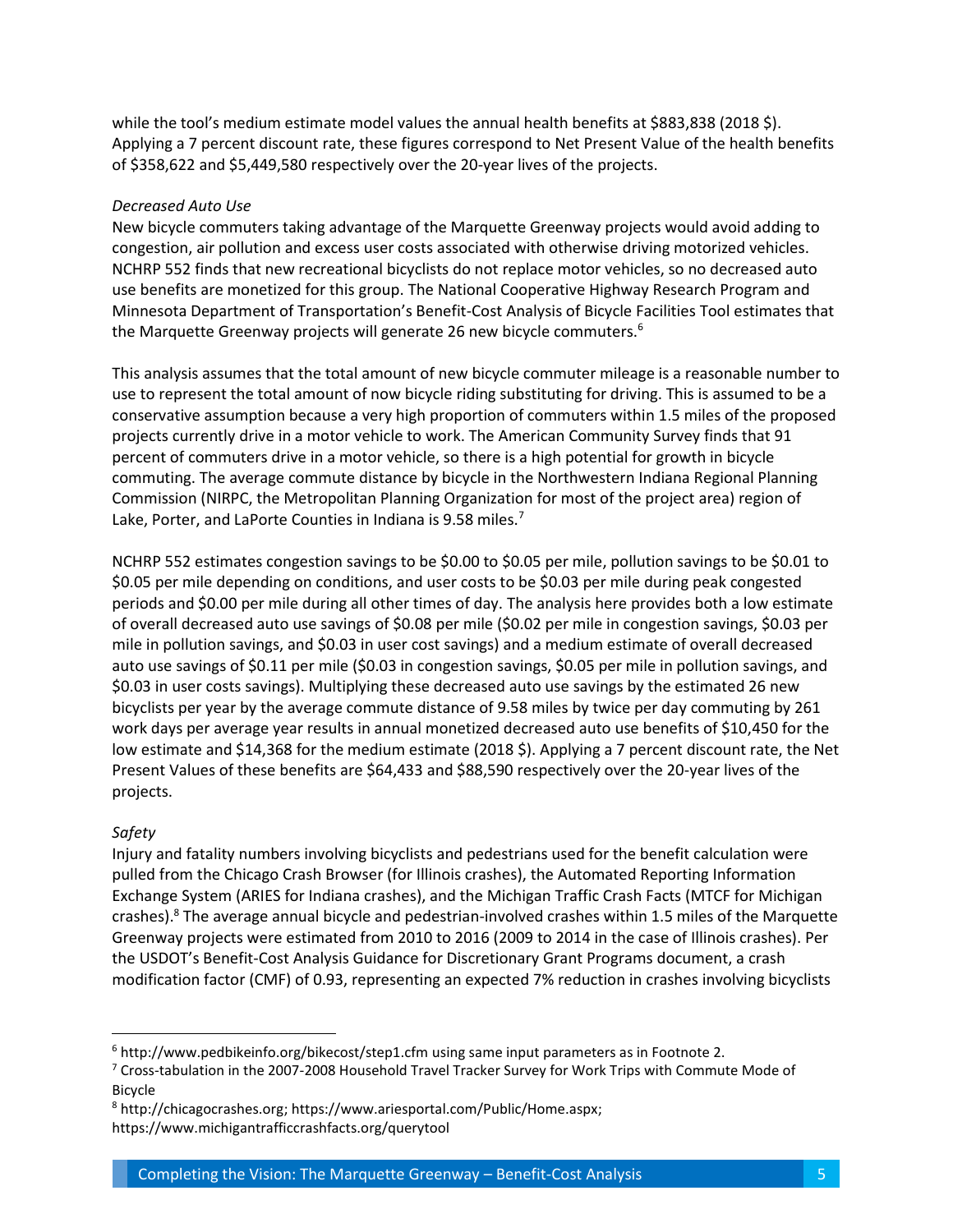while the tool's medium estimate model values the annual health benefits at $883,838 (2018 $). Applying a 7 percent discount rate, these figures correspond to Net Present Value of the health benefits of $358,622 and $5,449,580 respectively over the 20-year lives of the projects.

*Decreased Auto Use*

New bicycle commuters taking advantage of the Marquette Greenway projects would avoid adding to congestion, air pollution and excess user costs associated with otherwise driving motorized vehicles. NCHRP 552 finds that new recreational bicyclists do not replace motor vehicles, so no decreased auto use benefits are monetized for this group. The National Cooperative Highway Research Program and Minnesota Department of Transportation's Benefit-Cost Analysis of Bicycle Facilities Tool estimates that the Marquette Greenway projects will generate 26 new bicycle commuters.[6]

This analysis assumes that the total amount of new bicycle commuter mileage is a reasonable number to use to represent the total amount of now bicycle riding substituting for driving. This is assumed to be a conservative assumption because a very high proportion of commuters within 1.5 miles of the proposed projects currently drive in a motor vehicle to work. The American Community Survey finds that 91 percent of commuters drive in a motor vehicle, so there is a high potential for growth in bicycle commuting. The average commute distance by bicycle in the Northwestern Indiana Regional Planning Commission (NIRPC, the Metropolitan Planning Organization for most of the project area) region of Lake, Porter, and LaPorte Counties in Indiana is 9.58 miles.[7]

NCHRP 552 estimates congestion savings to be $0.00 to $0.05 per mile, pollution savings to be $0.01 to $0.05 per mile depending on conditions, and user costs to be $0.03 per mile during peak congested periods and $0.00 per mile during all other times of day. The analysis here provides both a low estimate of overall decreased auto use savings of $0.08 per mile ($0.02 per mile in congestion savings, $0.03 per mile in pollution savings, and $0.03 in user cost savings) and a medium estimate of overall decreased auto use savings of $0.11 per mile ($0.03 in congestion savings, $0.05 per mile in pollution savings, and $0.03 in user costs savings). Multiplying these decreased auto use savings by the estimated 26 new bicyclists per year by the average commute distance of 9.58 miles by twice per day commuting by 261 work days per average year results in annual monetized decreased auto use benefits of $10,450 for the low estimate and $14,368 for the medium estimate (2018 $). Applying a 7 percent discount rate, the Net Present Values of these benefits are $64,433 and $88,590 respectively over the 20-year lives of the projects.

*Safety*

Injury and fatality numbers involving bicyclists and pedestrians used for the benefit calculation were pulled from the Chicago Crash Browser (for Illinois crashes), the Automated Reporting Information Exchange System (ARIES for Indiana crashes), and the Michigan Traffic Crash Facts (MTCF for Michigan crashes).[8] The average annual bicycle and pedestrian-involved crashes within 1.5 miles of the Marquette Greenway projects were estimated from 2010 to 2016 (2009 to 2014 in the case of Illinois crashes). Per the USDOT's Benefit-Cost Analysis Guidance for Discretionary Grant Programs document, a crash modification factor (CMF) of 0.93, representing an expected 7% reduction in crashes involving bicyclists

---

[6] http://www.pedbikeinfo.org/bikecost/step1.cfm using same input parameters as in Footnote 2.

[7] Cross-tabulation in the 2007-2008 Household Travel Tracker Survey for Work Trips with Commute Mode of Bicycle

[8] http://chicagocrashes.org; https://www.ariesportal.com/Public/Home.aspx; https://www.michigantrafficcrashfacts.org/querytool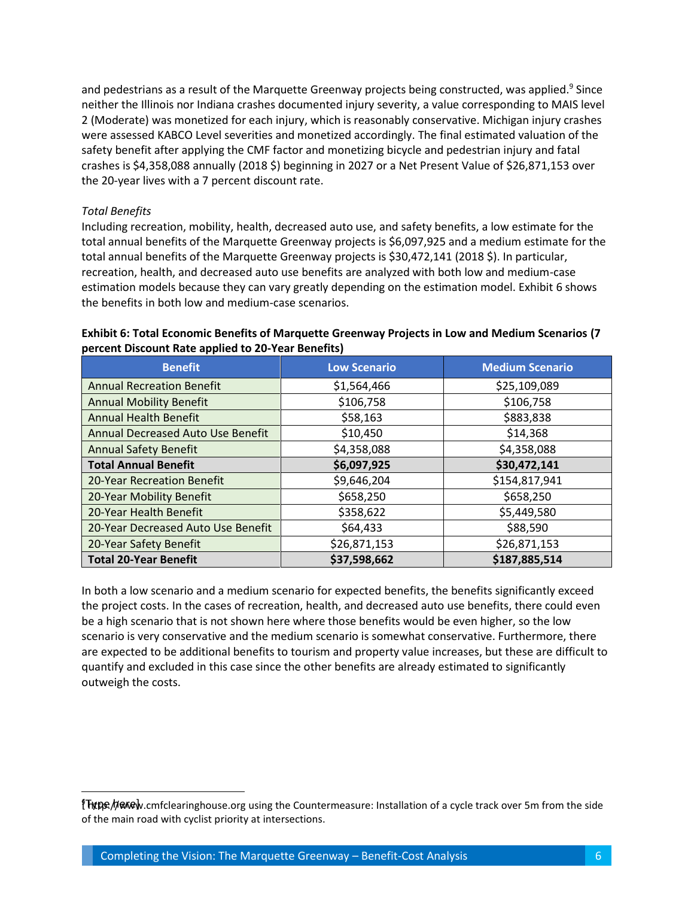and pedestrians as a result of the Marquette Greenway projects being constructed, was applied.[9] Since neither the Illinois nor Indiana crashes documented injury severity, a value corresponding to MAIS level 2 (Moderate) was monetized for each injury, which is reasonably conservative. Michigan injury crashes were assessed KABCO Level severities and monetized accordingly. The final estimated valuation of the safety benefit after applying the CMF factor and monetizing bicycle and pedestrian injury and fatal crashes is $4,358,088 annually (2018 $) beginning in 2027 or a Net Present Value of $26,871,153 over the 20-year lives with a 7 percent discount rate.

*Total Benefits*

Including recreation, mobility, health, decreased auto use, and safety benefits, a low estimate for the total annual benefits of the Marquette Greenway projects is $6,097,925 and a medium estimate for the total annual benefits of the Marquette Greenway projects is $30,472,141 (2018 $). In particular, recreation, health, and decreased auto use benefits are analyzed with both low and medium-case estimation models because they can vary greatly depending on the estimation model. Exhibit 6 shows the benefits in both low and medium-case scenarios.

**Exhibit 6: Total Economic Benefits of Marquette Greenway Projects in Low and Medium Scenarios (7 percent Discount Rate applied to 20-Year Benefits)**

| Benefit | Low Scenario | Medium Scenario |
|---|---|---|
| Annual Recreation Benefit | $1,564,466 | $25,109,089 |
| Annual Mobility Benefit | $106,758 | $106,758 |
| Annual Health Benefit | $58,163 | $883,838 |
| Annual Decreased Auto Use Benefit | $10,450 | $14,368 |
| Annual Safety Benefit | $4,358,088 | $4,358,088 |
| **Total Annual Benefit** | **$6,097,925** | **$30,472,141** |
| 20-Year Recreation Benefit | $9,646,204 | $154,817,941 |
| 20-Year Mobility Benefit | $658,250 | $658,250 |
| 20-Year Health Benefit | $358,622 | $5,449,580 |
| 20-Year Decreased Auto Use Benefit | $64,433 | $88,590 |
| 20-Year Safety Benefit | $26,871,153 | $26,871,153 |
| **Total 20-Year Benefit** | **$37,598,662** | **$187,885,514** |

In both a low scenario and a medium scenario for expected benefits, the benefits significantly exceed the project costs. In the cases of recreation, health, and decreased auto use benefits, there could even be a high scenario that is not shown here where those benefits would be even higher, so the low scenario is very conservative and the medium scenario is somewhat conservative. Furthermore, there are expected to be additional benefits to tourism and property value increases, but these are difficult to quantify and excluded in this case since the other benefits are already estimated to significantly outweigh the costs.

[9] http://www.cmfclearinghouse.org using the Countermeasure: Installation of a cycle track over 5m from the side of the main road with cyclist priority at intersections.